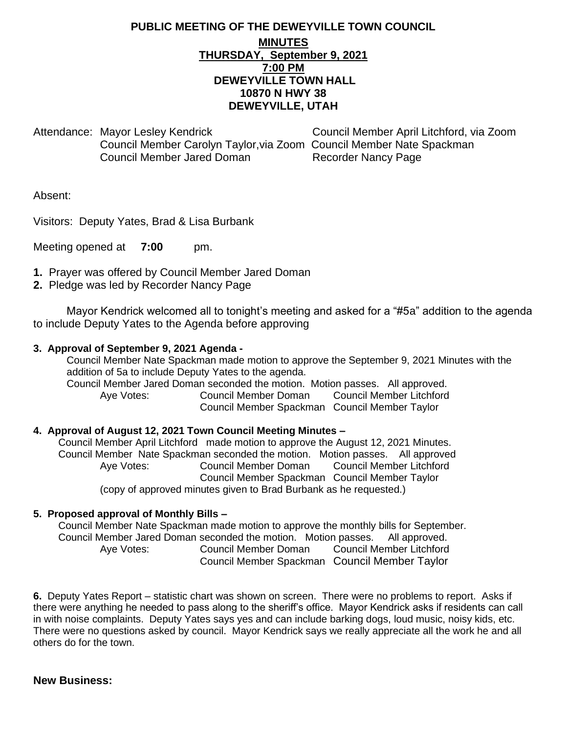# PUBLIC MEETING OF THE DEWEYVILLE TOWN COUNCIL

## MINUTES
**THURSDAY, September 9, 2021**
**7:00 PM**
**DEWEYVILLE TOWN HALL**
**10870 N HWY 38**
**DEWEYVILLE, UTAH**

| | | |
|---|---|---|
| Attendance: | Mayor Lesley Kendrick | Council Member April Litchford, via Zoom |
| | Council Member Carolyn Taylor,via Zoom | Council Member Nate Spackman |
| | Council Member Jared Doman | Recorder Nancy Page |

Absent:

Visitors: Deputy Yates, Brad & Lisa Burbank

Meeting opened at **7:00** pm.

1. Prayer was offered by Council Member Jared Doman
2. Pledge was led by Recorder Nancy Page

Mayor Kendrick welcomed all to tonight's meeting and asked for a "#5a" addition to the agenda to include Deputy Yates to the Agenda before approving

**3. Approval of September 9, 2021 Agenda -**

Council Member Nate Spackman made motion to approve the September 9, 2021 Minutes with the addition of 5a to include Deputy Yates to the agenda.
Council Member Jared Doman seconded the motion. Motion passes. All approved.

| | | |
|---|---|---|
| Aye Votes: | Council Member Doman | Council Member Litchford |
| | Council Member Spackman | Council Member Taylor |

**4. Approval of August 12, 2021 Town Council Meeting Minutes –**

Council Member April Litchford made motion to approve the August 12, 2021 Minutes.
Council Member Nate Spackman seconded the motion. Motion passes. All approved

| | | |
|---|---|---|
| Aye Votes: | Council Member Doman | Council Member Litchford |
| | Council Member Spackman | Council Member Taylor |

(copy of approved minutes given to Brad Burbank as he requested.)

**5. Proposed approval of Monthly Bills –**

Council Member Nate Spackman made motion to approve the monthly bills for September.
Council Member Jared Doman seconded the motion. Motion passes. All approved.

| | | |
|---|---|---|
| Aye Votes: | Council Member Doman | Council Member Litchford |
| | Council Member Spackman | Council Member Taylor |

**6.** Deputy Yates Report – statistic chart was shown on screen. There were no problems to report. Asks if there were anything he needed to pass along to the sheriff's office. Mayor Kendrick asks if residents can call in with noise complaints. Deputy Yates says yes and can include barking dogs, loud music, noisy kids, etc. There were no questions asked by council. Mayor Kendrick says we really appreciate all the work he and all others do for the town.

**New Business:**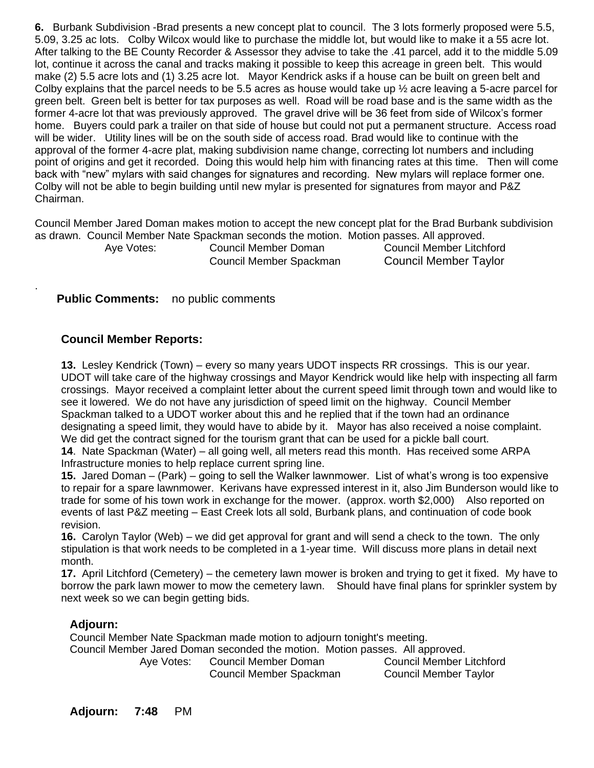**6.** Burbank Subdivision -Brad presents a new concept plat to council. The 3 lots formerly proposed were 5.5, 5.09, 3.25 ac lots. Colby Wilcox would like to purchase the middle lot, but would like to make it a 55 acre lot. After talking to the BE County Recorder & Assessor they advise to take the .41 parcel, add it to the middle 5.09 lot, continue it across the canal and tracks making it possible to keep this acreage in green belt. This would make (2) 5.5 acre lots and (1) 3.25 acre lot. Mayor Kendrick asks if a house can be built on green belt and Colby explains that the parcel needs to be 5.5 acres as house would take up ½ acre leaving a 5-acre parcel for green belt. Green belt is better for tax purposes as well. Road will be road base and is the same width as the former 4-acre lot that was previously approved. The gravel drive will be 36 feet from side of Wilcox's former home. Buyers could park a trailer on that side of house but could not put a permanent structure. Access road will be wider. Utility lines will be on the south side of access road. Brad would like to continue with the approval of the former 4-acre plat, making subdivision name change, correcting lot numbers and including point of origins and get it recorded. Doing this would help him with financing rates at this time. Then will come back with "new" mylars with said changes for signatures and recording. New mylars will replace former one. Colby will not be able to begin building until new mylar is presented for signatures from mayor and P&Z Chairman.

Council Member Jared Doman makes motion to accept the new concept plat for the Brad Burbank subdivision as drawn. Council Member Nate Spackman seconds the motion. Motion passes. All approved.

| | | |
|---|---|---|
| Aye Votes: | Council Member Doman | Council Member Litchford |
| | Council Member Spackman | Council Member Taylor |

.

**Public Comments:** no public comments

### Council Member Reports:

**13.** Lesley Kendrick (Town) – every so many years UDOT inspects RR crossings. This is our year. UDOT will take care of the highway crossings and Mayor Kendrick would like help with inspecting all farm crossings. Mayor received a complaint letter about the current speed limit through town and would like to see it lowered. We do not have any jurisdiction of speed limit on the highway. Council Member Spackman talked to a UDOT worker about this and he replied that if the town had an ordinance designating a speed limit, they would have to abide by it. Mayor has also received a noise complaint. We did get the contract signed for the tourism grant that can be used for a pickle ball court.

**14**. Nate Spackman (Water) – all going well, all meters read this month. Has received some ARPA Infrastructure monies to help replace current spring line.

**15.** Jared Doman – (Park) – going to sell the Walker lawnmower. List of what's wrong is too expensive to repair for a spare lawnmower. Kerivans have expressed interest in it, also Jim Bunderson would like to trade for some of his town work in exchange for the mower. (approx. worth $2,000) Also reported on events of last P&Z meeting – East Creek lots all sold, Burbank plans, and continuation of code book revision.

**16.** Carolyn Taylor (Web) – we did get approval for grant and will send a check to the town. The only stipulation is that work needs to be completed in a 1-year time. Will discuss more plans in detail next month.

**17.** April Litchford (Cemetery) – the cemetery lawn mower is broken and trying to get it fixed. My have to borrow the park lawn mower to mow the cemetery lawn. Should have final plans for sprinkler system by next week so we can begin getting bids.

### Adjourn:

Council Member Nate Spackman made motion to adjourn tonight's meeting.
Council Member Jared Doman seconded the motion. Motion passes. All approved.

| | | |
|---|---|---|
| Aye Votes: | Council Member Doman | Council Member Litchford |
| | Council Member Spackman | Council Member Taylor |

**Adjourn:** **7:48** PM